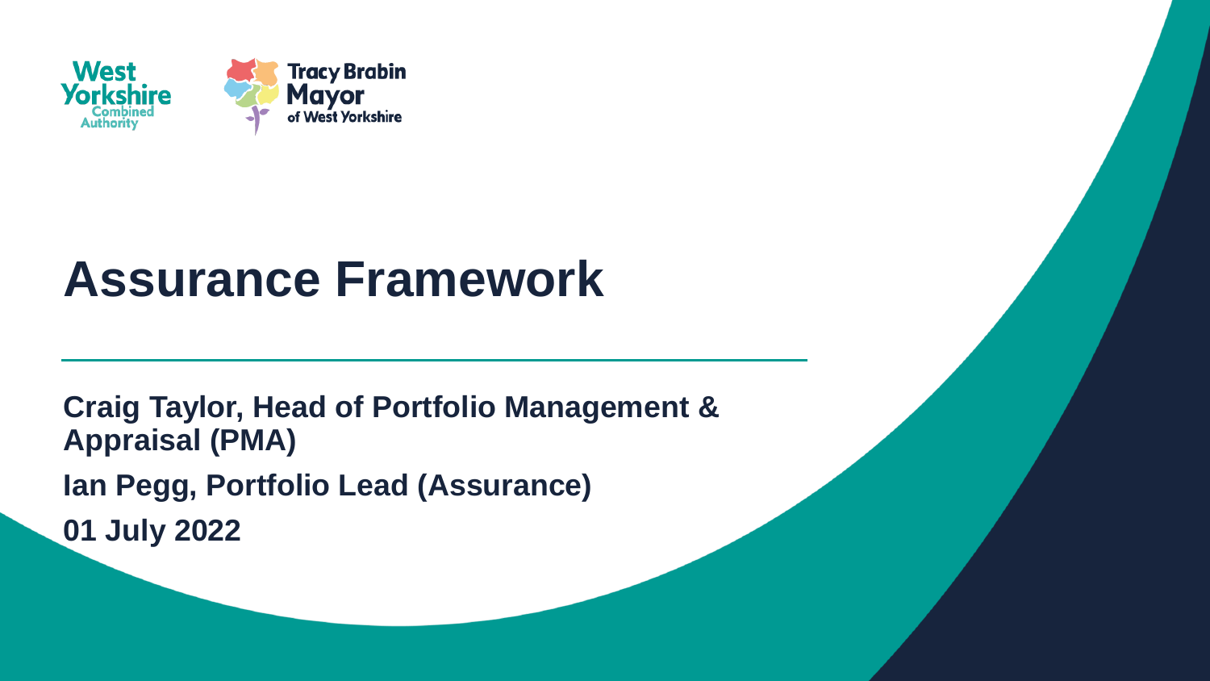West Yorkshire Combined Authority

Tracy Brabin Mayor of West Yorkshire

# Assurance Framework

**Craig Taylor, Head of Portfolio Management & Appraisal (PMA)**

**Ian Pegg, Portfolio Lead (Assurance)**

**01 July 2022**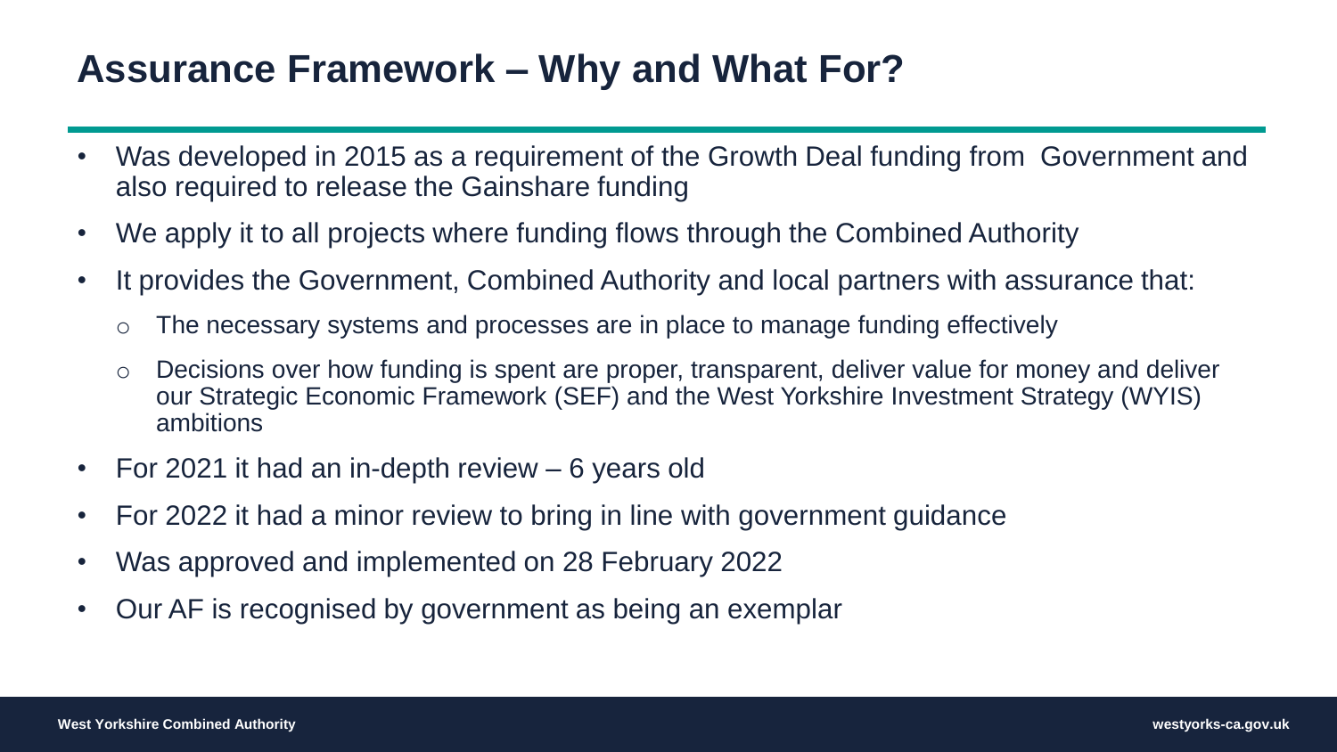# Assurance Framework – Why and What For?

- Was developed in 2015 as a requirement of the Growth Deal funding from Government and also required to release the Gainshare funding
- We apply it to all projects where funding flows through the Combined Authority
- It provides the Government, Combined Authority and local partners with assurance that:
  - The necessary systems and processes are in place to manage funding effectively
  - Decisions over how funding is spent are proper, transparent, deliver value for money and deliver our Strategic Economic Framework (SEF) and the West Yorkshire Investment Strategy (WYIS) ambitions
- For 2021 it had an in-depth review – 6 years old
- For 2022 it had a minor review to bring in line with government guidance
- Was approved and implemented on 28 February 2022
- Our AF is recognised by government as being an exemplar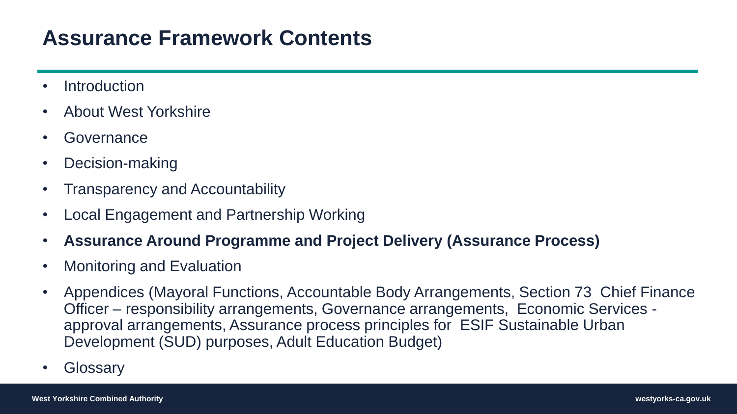# Assurance Framework Contents

- Introduction
- About West Yorkshire
- Governance
- Decision-making
- Transparency and Accountability
- Local Engagement and Partnership Working
- **Assurance Around Programme and Project Delivery (Assurance Process)**
- Monitoring and Evaluation
- Appendices (Mayoral Functions, Accountable Body Arrangements, Section 73 Chief Finance Officer – responsibility arrangements, Governance arrangements, Economic Services - approval arrangements, Assurance process principles for ESIF Sustainable Urban Development (SUD) purposes, Adult Education Budget)
- Glossary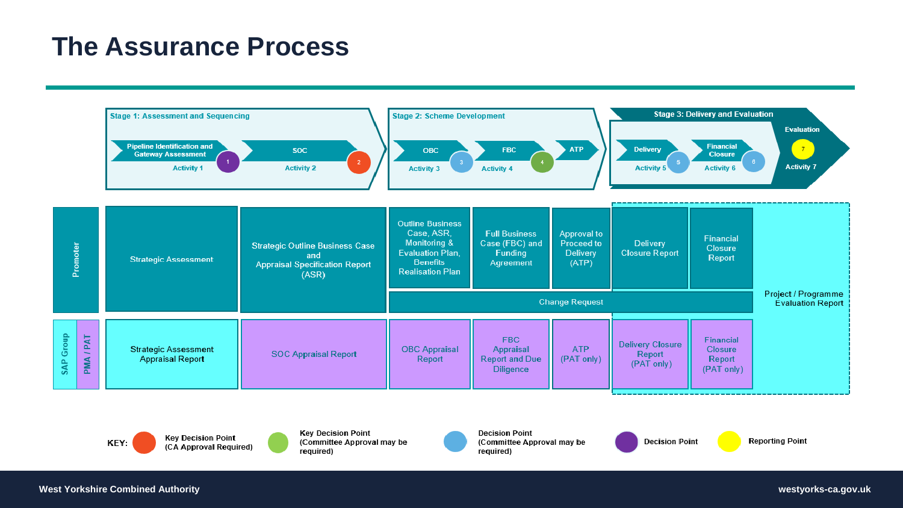# The Assurance Process

| | Stage 1: Assessment and Sequencing | | Stage 2: Scheme Development | | | Stage 3: Delivery and Evaluation | | |
|---|---|---|---|---|---|---|---|---|
| | Pipeline Identification and Gateway Assessment (Activity 1) | SOC (Activity 2) | OBC (Activity 3) | FBC (Activity 4) | ATP | Delivery (Activity 5) | Financial Closure (Activity 6) | Evaluation (Activity 7) |
| **Promoter** | Strategic Assessment | Strategic Outline Business Case and Appraisal Specification Report (ASR) | Outline Business Case, ASR, Monitoring & Evaluation Plan, Benefits Realisation Plan | Full Business Case (FBC) and Funding Agreement | Approval to Proceed to Delivery (ATP) | Delivery Closure Report | Financial Closure Report | Project / Programme Evaluation Report |
| | | | Change Request | Change Request | Change Request | Change Request | Change Request | |
| **SAP Group / PMA / PAT** | Strategic Assessment Appraisal Report | SOC Appraisal Report | OBC Appraisal Report | FBC Appraisal Report and Due Diligence | ATP (PAT only) | Delivery Closure Report (PAT only) | Financial Closure Report (PAT only) | |

KEY:
- 2 — Key Decision Point (CA Approval Required)
- 4 — Key Decision Point (Committee Approval may be required)
- 3, 5, 6 — Decision Point (Committee Approval may be required)
- 1 — Decision Point
- 7 — Reporting Point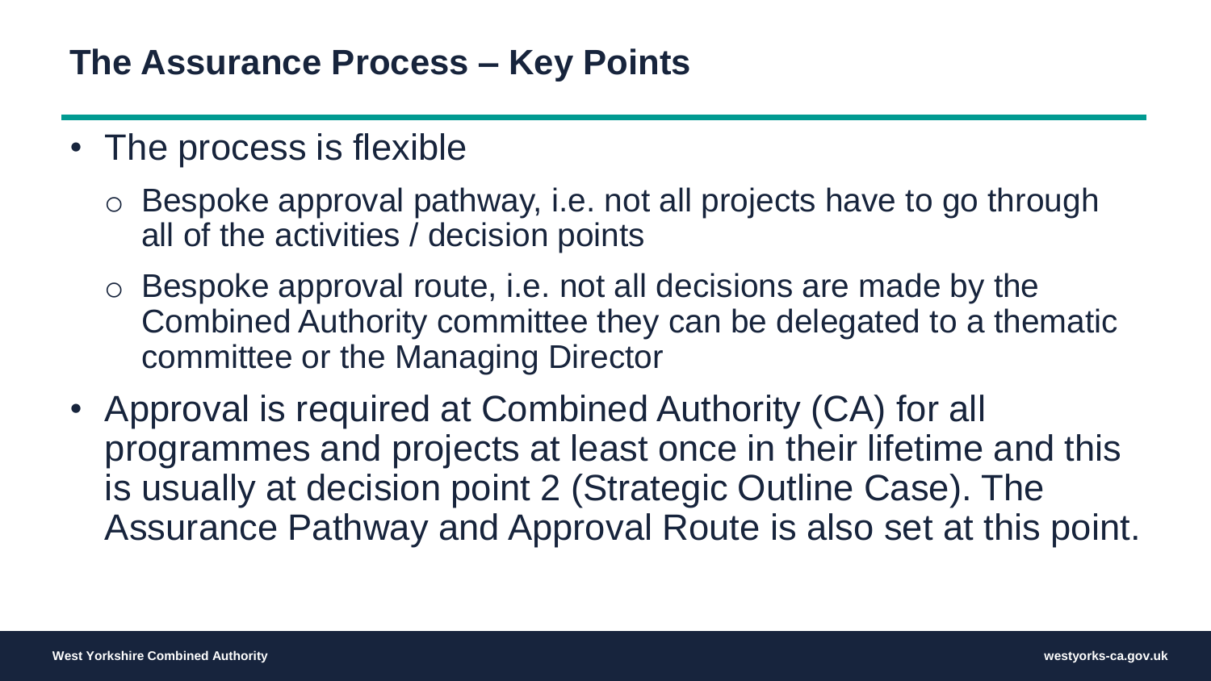## The Assurance Process – Key Points

- The process is flexible
  - Bespoke approval pathway, i.e. not all projects have to go through all of the activities / decision points
  - Bespoke approval route, i.e. not all decisions are made by the Combined Authority committee they can be delegated to a thematic committee or the Managing Director
- Approval is required at Combined Authority (CA) for all programmes and projects at least once in their lifetime and this is usually at decision point 2 (Strategic Outline Case). The Assurance Pathway and Approval Route is also set at this point.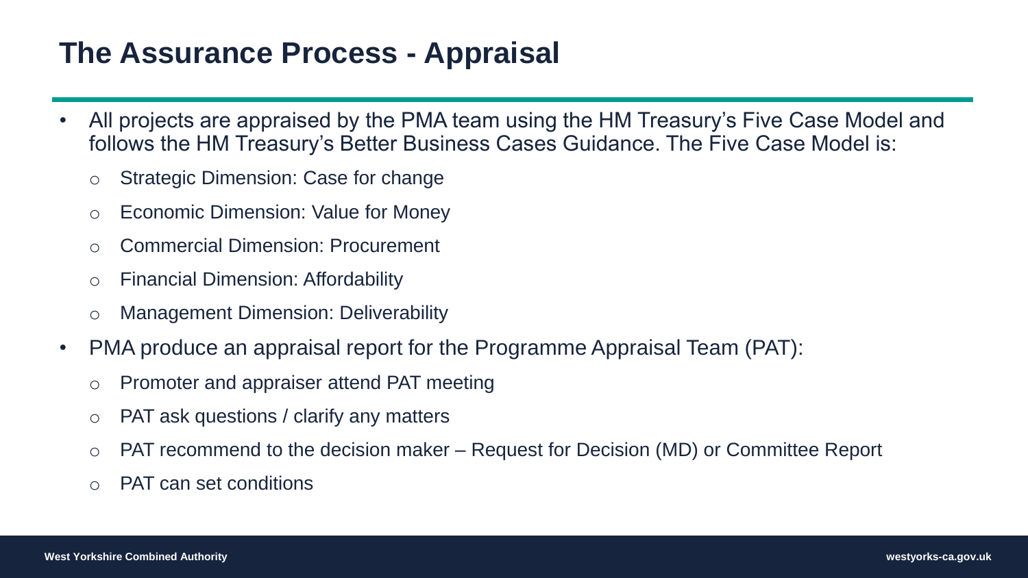# The Assurance Process - Appraisal

- All projects are appraised by the PMA team using the HM Treasury's Five Case Model and follows the HM Treasury's Better Business Cases Guidance. The Five Case Model is:
  - Strategic Dimension: Case for change
  - Economic Dimension: Value for Money
  - Commercial Dimension: Procurement
  - Financial Dimension: Affordability
  - Management Dimension: Deliverability
- PMA produce an appraisal report for the Programme Appraisal Team (PAT):
  - Promoter and appraiser attend PAT meeting
  - PAT ask questions / clarify any matters
  - PAT recommend to the decision maker – Request for Decision (MD) or Committee Report
  - PAT can set conditions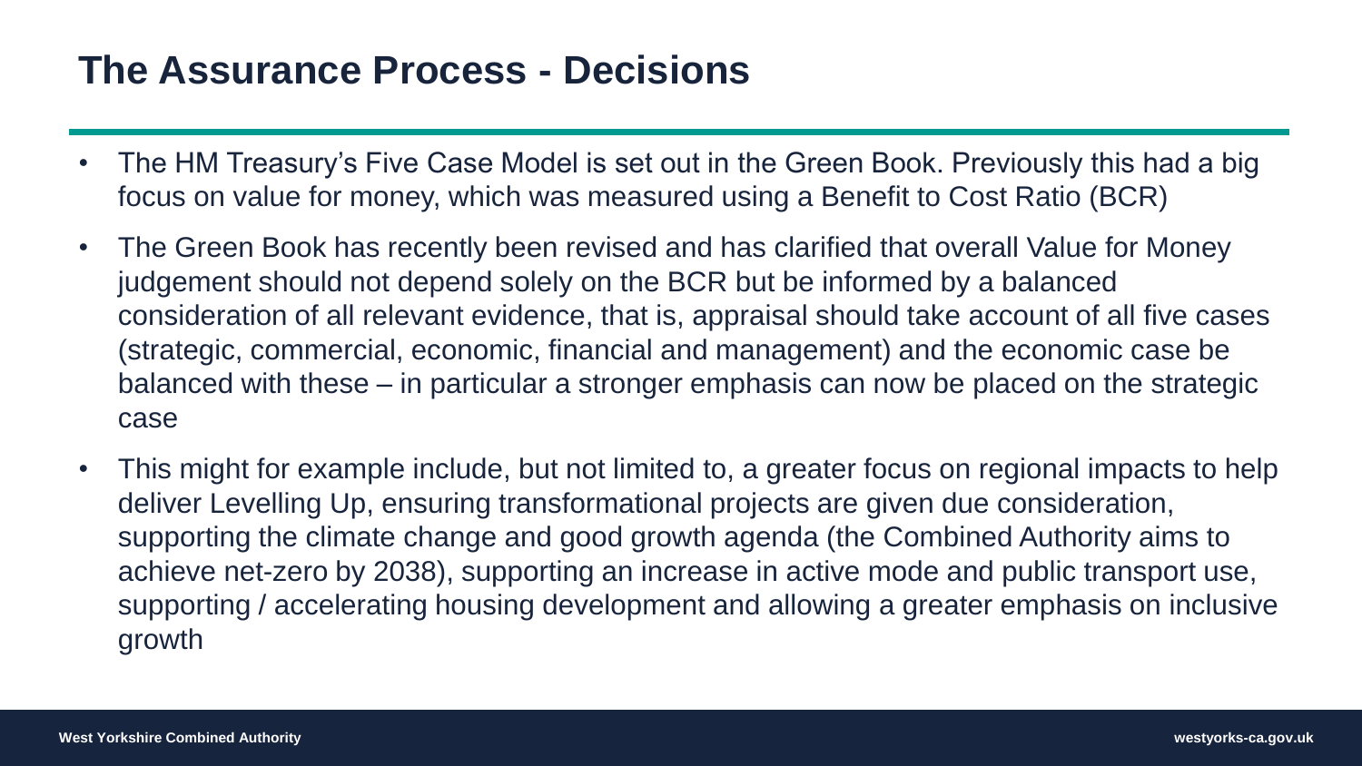# The Assurance Process - Decisions

- The HM Treasury's Five Case Model is set out in the Green Book. Previously this had a big focus on value for money, which was measured using a Benefit to Cost Ratio (BCR)
- The Green Book has recently been revised and has clarified that overall Value for Money judgement should not depend solely on the BCR but be informed by a balanced consideration of all relevant evidence, that is, appraisal should take account of all five cases (strategic, commercial, economic, financial and management) and the economic case be balanced with these – in particular a stronger emphasis can now be placed on the strategic case
- This might for example include, but not limited to, a greater focus on regional impacts to help deliver Levelling Up, ensuring transformational projects are given due consideration, supporting the climate change and good growth agenda (the Combined Authority aims to achieve net-zero by 2038), supporting an increase in active mode and public transport use, supporting / accelerating housing development and allowing a greater emphasis on inclusive growth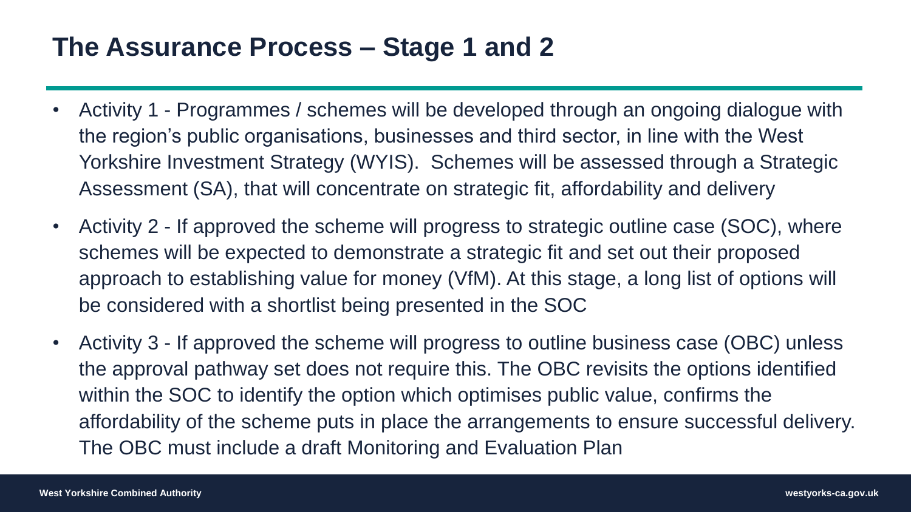# The Assurance Process – Stage 1 and 2

- Activity 1 - Programmes / schemes will be developed through an ongoing dialogue with the region's public organisations, businesses and third sector, in line with the West Yorkshire Investment Strategy (WYIS). Schemes will be assessed through a Strategic Assessment (SA), that will concentrate on strategic fit, affordability and delivery
- Activity 2 - If approved the scheme will progress to strategic outline case (SOC), where schemes will be expected to demonstrate a strategic fit and set out their proposed approach to establishing value for money (VfM). At this stage, a long list of options will be considered with a shortlist being presented in the SOC
- Activity 3 - If approved the scheme will progress to outline business case (OBC) unless the approval pathway set does not require this. The OBC revisits the options identified within the SOC to identify the option which optimises public value, confirms the affordability of the scheme puts in place the arrangements to ensure successful delivery. The OBC must include a draft Monitoring and Evaluation Plan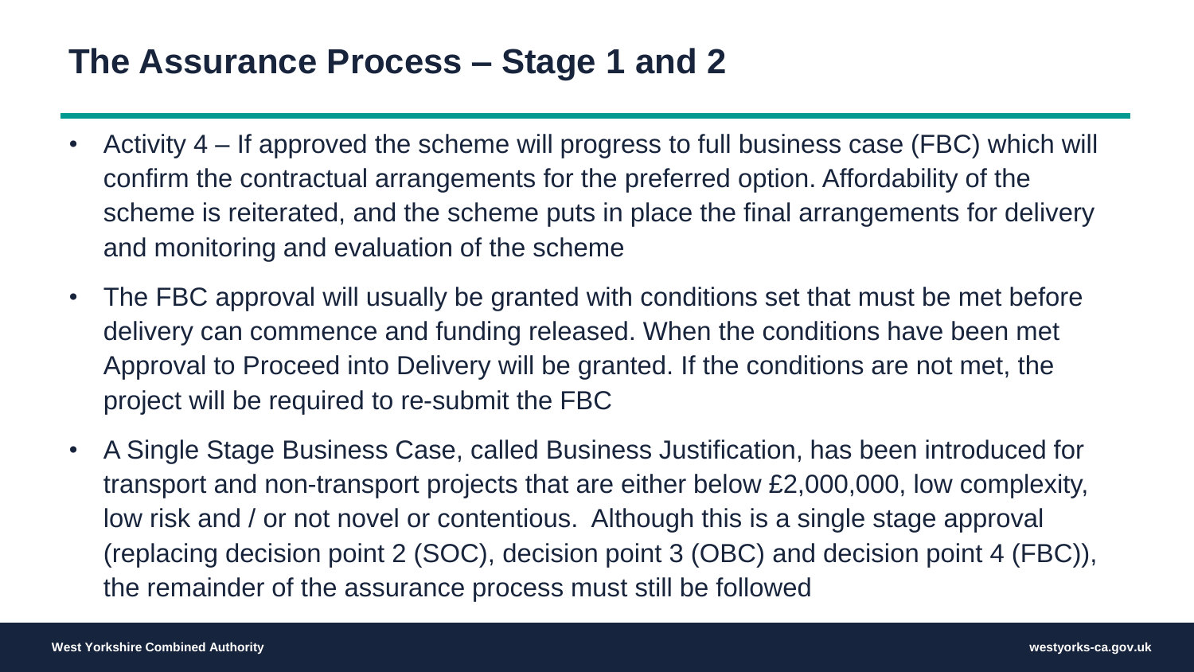# The Assurance Process – Stage 1 and 2

- Activity 4 – If approved the scheme will progress to full business case (FBC) which will confirm the contractual arrangements for the preferred option. Affordability of the scheme is reiterated, and the scheme puts in place the final arrangements for delivery and monitoring and evaluation of the scheme
- The FBC approval will usually be granted with conditions set that must be met before delivery can commence and funding released. When the conditions have been met Approval to Proceed into Delivery will be granted. If the conditions are not met, the project will be required to re-submit the FBC
- A Single Stage Business Case, called Business Justification, has been introduced for transport and non-transport projects that are either below £2,000,000, low complexity, low risk and / or not novel or contentious. Although this is a single stage approval (replacing decision point 2 (SOC), decision point 3 (OBC) and decision point 4 (FBC)), the remainder of the assurance process must still be followed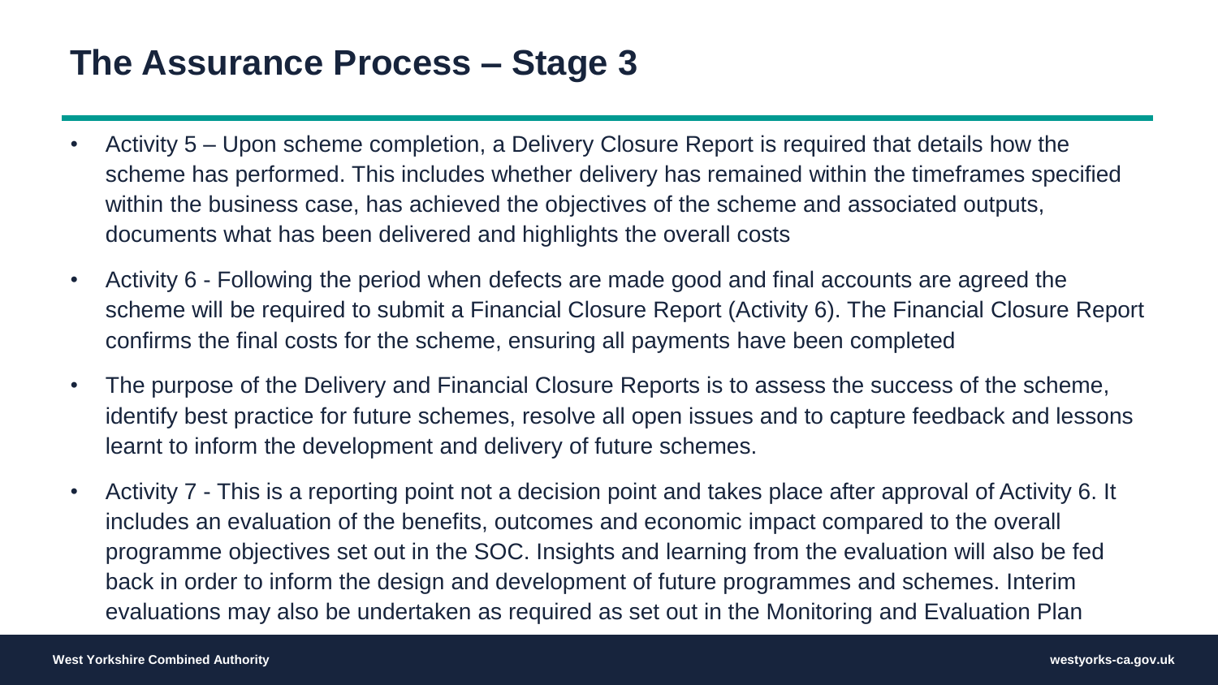# The Assurance Process – Stage 3

- Activity 5 – Upon scheme completion, a Delivery Closure Report is required that details how the scheme has performed. This includes whether delivery has remained within the timeframes specified within the business case, has achieved the objectives of the scheme and associated outputs, documents what has been delivered and highlights the overall costs
- Activity 6 - Following the period when defects are made good and final accounts are agreed the scheme will be required to submit a Financial Closure Report (Activity 6). The Financial Closure Report confirms the final costs for the scheme, ensuring all payments have been completed
- The purpose of the Delivery and Financial Closure Reports is to assess the success of the scheme, identify best practice for future schemes, resolve all open issues and to capture feedback and lessons learnt to inform the development and delivery of future schemes.
- Activity 7 - This is a reporting point not a decision point and takes place after approval of Activity 6. It includes an evaluation of the benefits, outcomes and economic impact compared to the overall programme objectives set out in the SOC. Insights and learning from the evaluation will also be fed back in order to inform the design and development of future programmes and schemes. Interim evaluations may also be undertaken as required as set out in the Monitoring and Evaluation Plan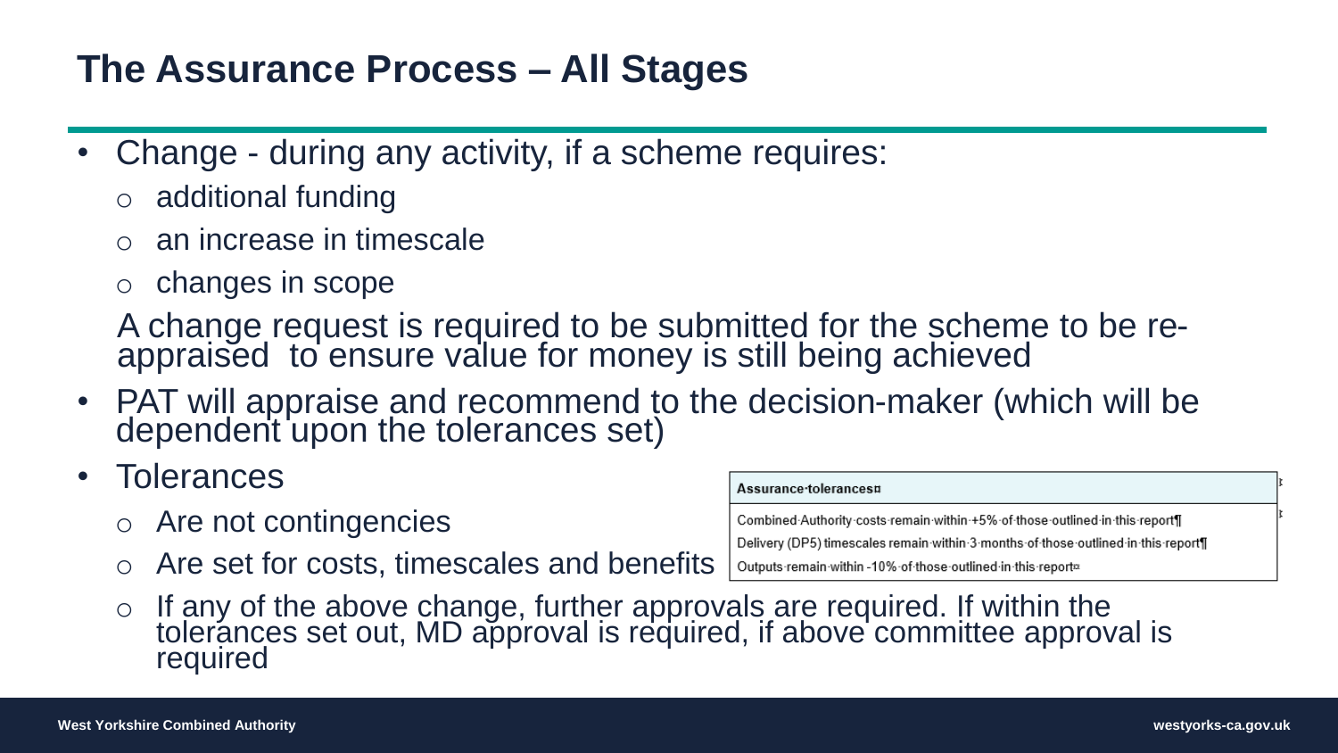# The Assurance Process – All Stages

- Change - during any activity, if a scheme requires:
  - additional funding
  - an increase in timescale
  - changes in scope

  A change request is required to be submitted for the scheme to be re-appraised to ensure value for money is still being achieved

- PAT will appraise and recommend to the decision-maker (which will be dependent upon the tolerances set)
- Tolerances
  - Are not contingencies
  - Are set for costs, timescales and benefits
  - If any of the above change, further approvals are required. If within the tolerances set out, MD approval is required, if above committee approval is required

| Assurance tolerances |
| --- |
| Combined Authority costs remain within +5% of those outlined in this report<br>Delivery (DP5) timescales remain within 3 months of those outlined in this report<br>Outputs remain within -10% of those outlined in this report |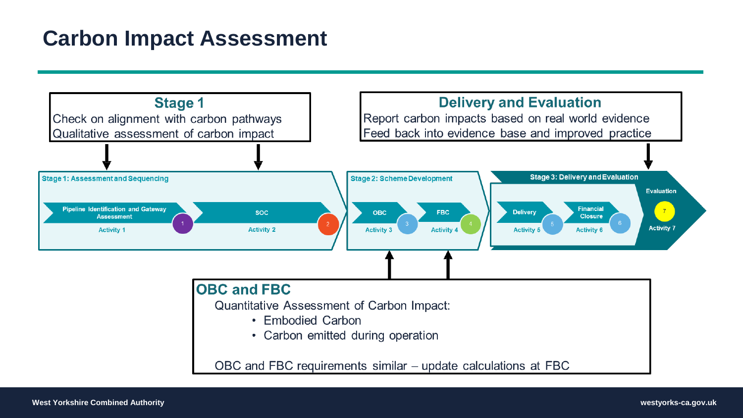# Carbon Impact Assessment

**Stage 1**

Check on alignment with carbon pathways
Qualitative assessment of carbon impact

**Delivery and Evaluation**

Report carbon impacts based on real world evidence
Feed back into evidence base and improved practice

**Stage 1: Assessment and Sequencing**

- Pipeline Identification and Gateway Assessment — Activity 1 (1)
- SOC — Activity 2 (2)

**Stage 2: Scheme Development**

- OBC — Activity 3 (3)
- FBC — Activity 4 (4)

**Stage 3: Delivery and Evaluation**

- Delivery — Activity 5 (5)
- Financial Closure — Activity 6 (6)
- Evaluation — Activity 7 (7)

**OBC and FBC**

Quantitative Assessment of Carbon Impact:

- Embodied Carbon
- Carbon emitted during operation

OBC and FBC requirements similar – update calculations at FBC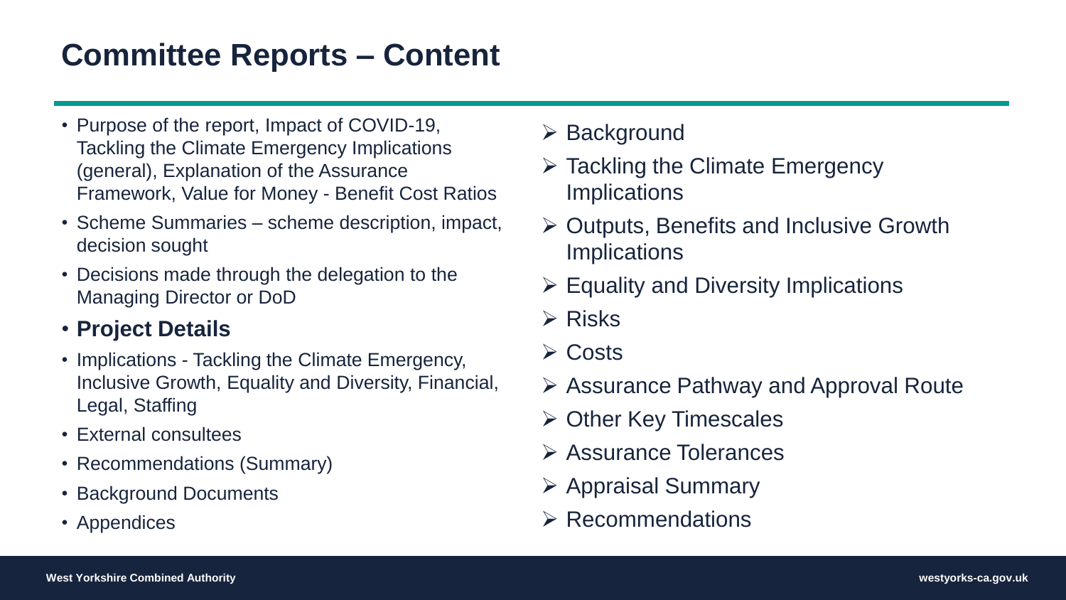# Committee Reports – Content

- Purpose of the report, Impact of COVID-19, Tackling the Climate Emergency Implications (general), Explanation of the Assurance Framework, Value for Money - Benefit Cost Ratios
- Scheme Summaries – scheme description, impact, decision sought
- Decisions made through the delegation to the Managing Director or DoD
- **Project Details**
- Implications - Tackling the Climate Emergency, Inclusive Growth, Equality and Diversity, Financial, Legal, Staffing
- External consultees
- Recommendations (Summary)
- Background Documents
- Appendices

- ➢ Background
- ➢ Tackling the Climate Emergency Implications
- ➢ Outputs, Benefits and Inclusive Growth Implications
- ➢ Equality and Diversity Implications
- ➢ Risks
- ➢ Costs
- ➢ Assurance Pathway and Approval Route
- ➢ Other Key Timescales
- ➢ Assurance Tolerances
- ➢ Appraisal Summary
- ➢ Recommendations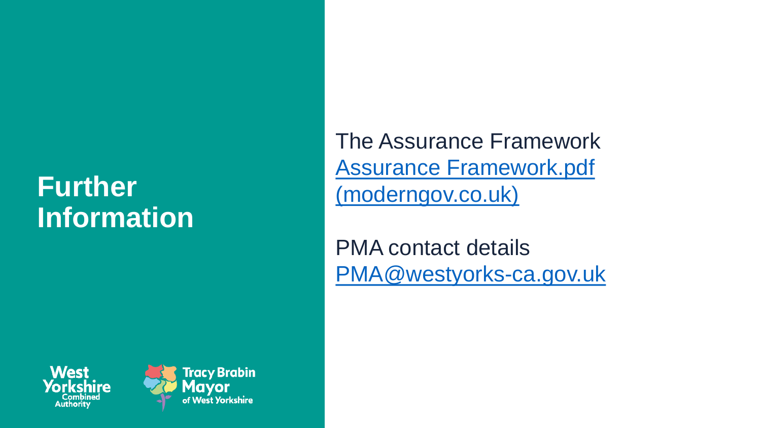# Further Information

The Assurance Framework
[Assurance Framework.pdf (moderngov.co.uk)](Assurance Framework.pdf (moderngov.co.uk))

PMA contact details
[PMA@westyorks-ca.gov.uk](mailto:PMA@westyorks-ca.gov.uk)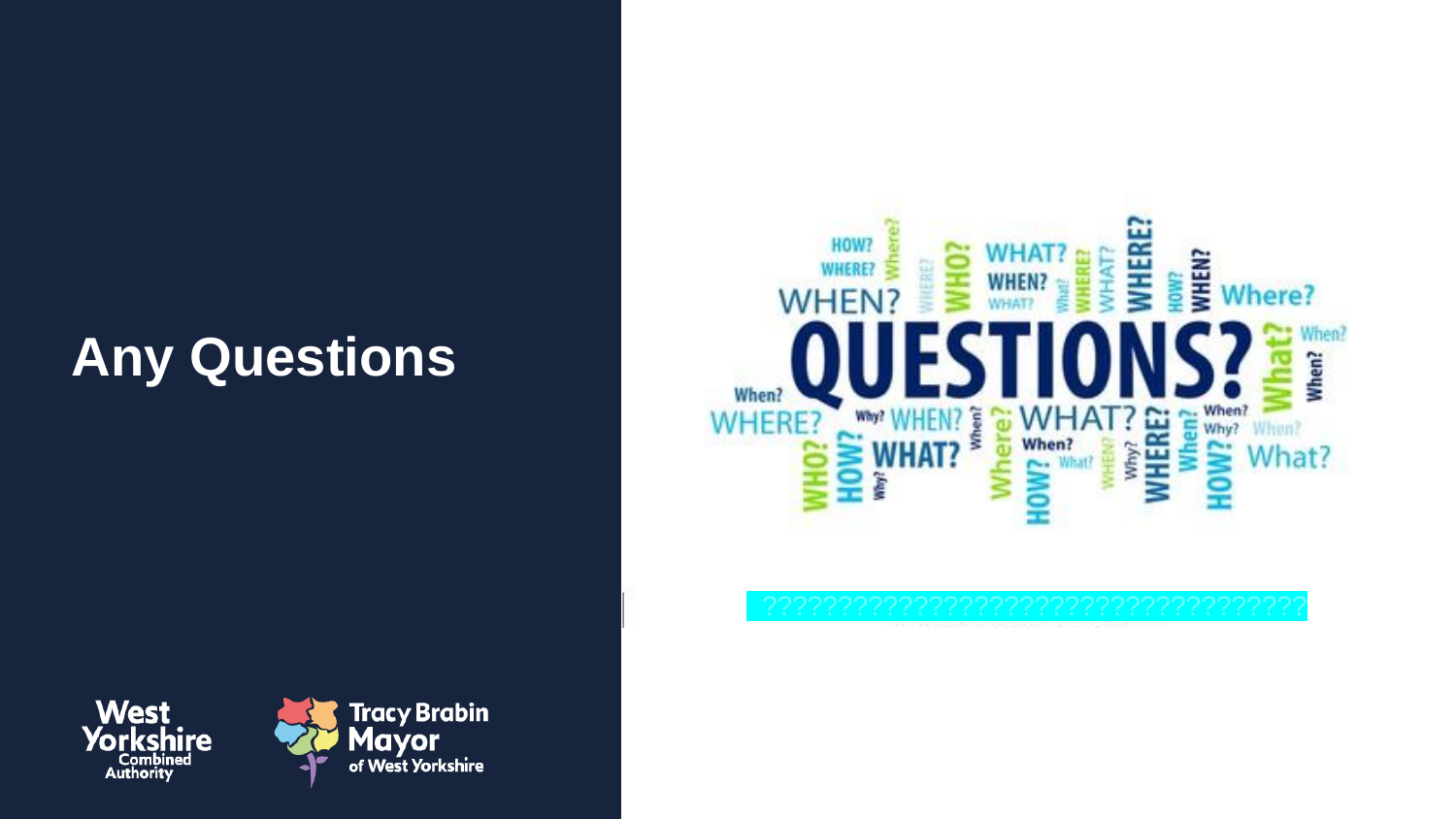# Any Questions

???????????????????????????????????